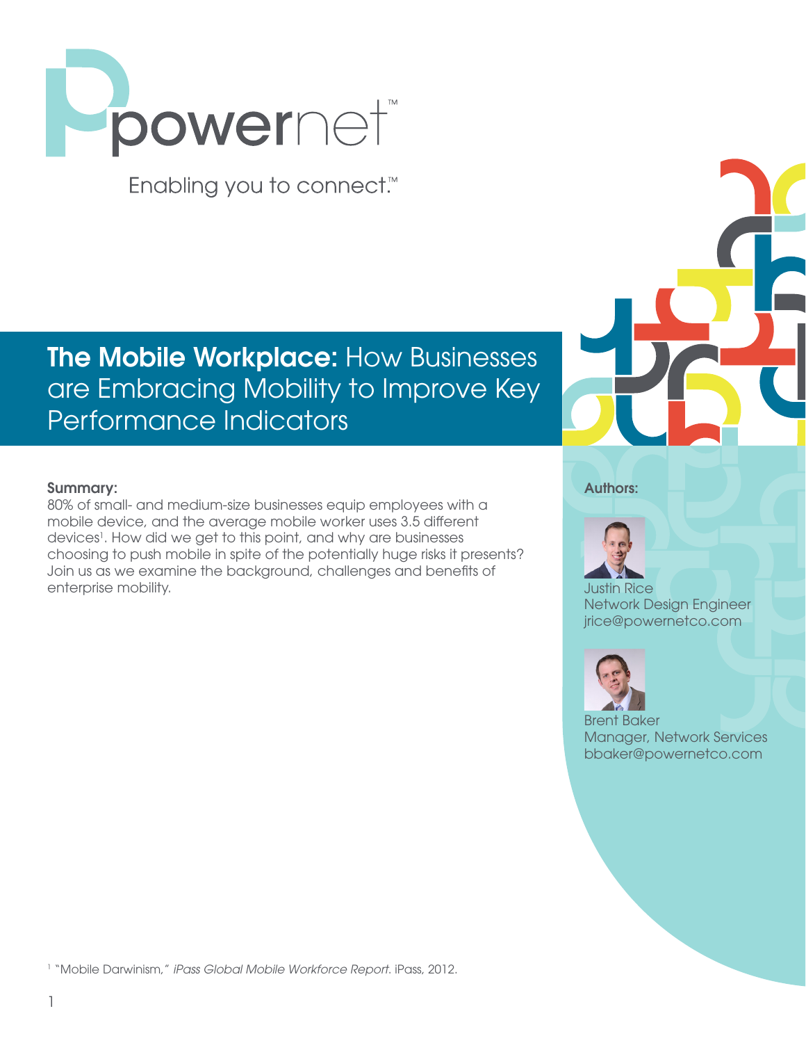powernet™

Enabling you to connect.™

# The Mobile Workplace: How Businesses are Embracing Mobility to Improve Key Performance Indicators

**Summary:**

80% of small- and medium-size businesses equip employees with a mobile device, and the average mobile worker uses 3.5 different devices[1]. How did we get to this point, and why are businesses choosing to push mobile in spite of the potentially huge risks it presents? Join us as we examine the background, challenges and benefits of enterprise mobility.

**Authors:**

Justin Rice
Network Design Engineer
jrice@powernetco.com

Brent Baker
Manager, Network Services
bbaker@powernetco.com

[1] "Mobile Darwinism," *iPass Global Mobile Workforce Report*. iPass, 2012.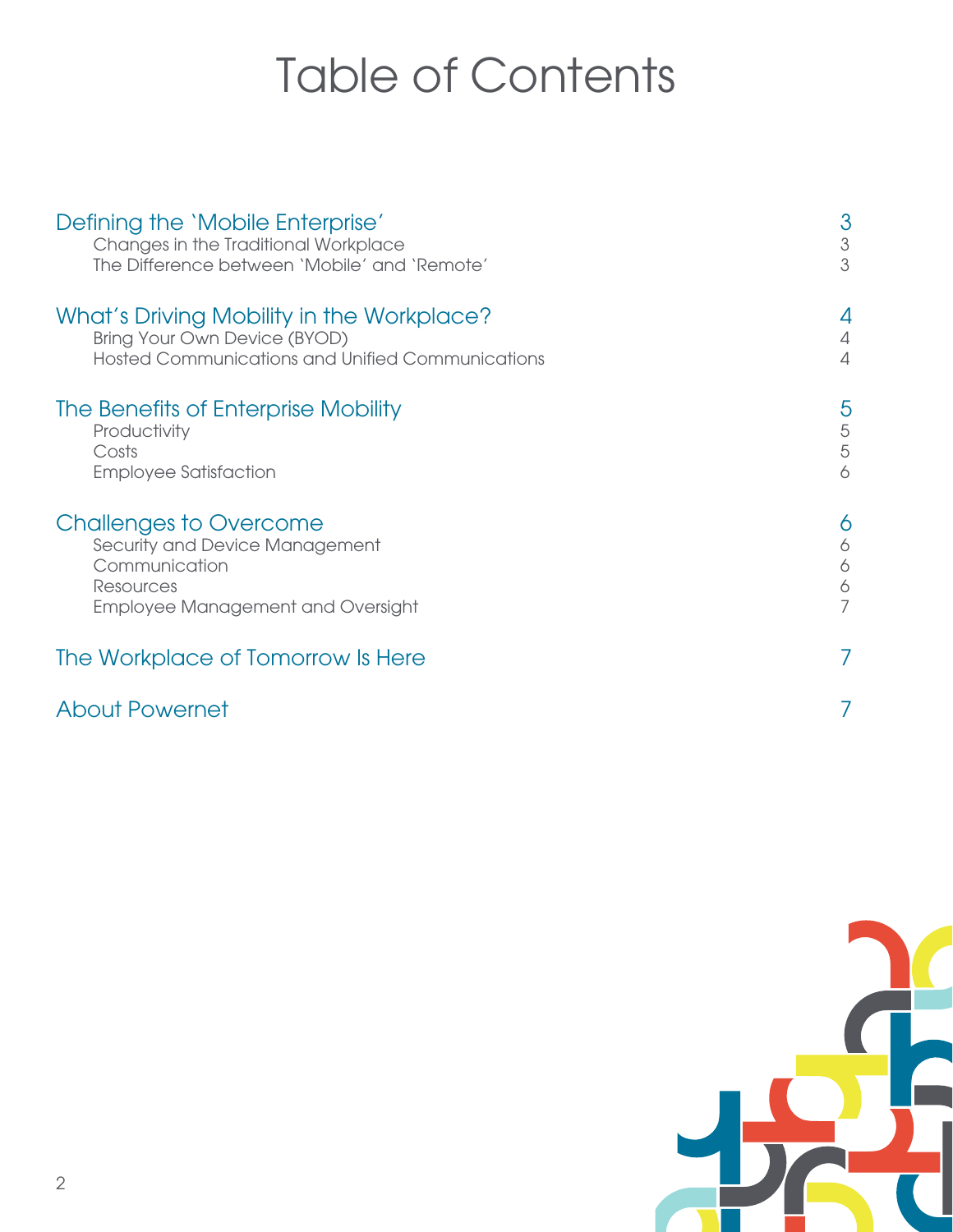# Table of Contents

| | |
|---|---|
| **Defining the 'Mobile Enterprise'** | **3** |
| Changes in the Traditional Workplace | 3 |
| The Difference between 'Mobile' and 'Remote' | 3 |
| **What's Driving Mobility in the Workplace?** | **4** |
| Bring Your Own Device (BYOD) | 4 |
| Hosted Communications and Unified Communications | 4 |
| **The Benefits of Enterprise Mobility** | **5** |
| Productivity | 5 |
| Costs | 5 |
| Employee Satisfaction | 6 |
| **Challenges to Overcome** | **6** |
| Security and Device Management | 6 |
| Communication | 6 |
| Resources | 6 |
| Employee Management and Oversight | 7 |
| **The Workplace of Tomorrow Is Here** | **7** |
| **About Powernet** | **7** |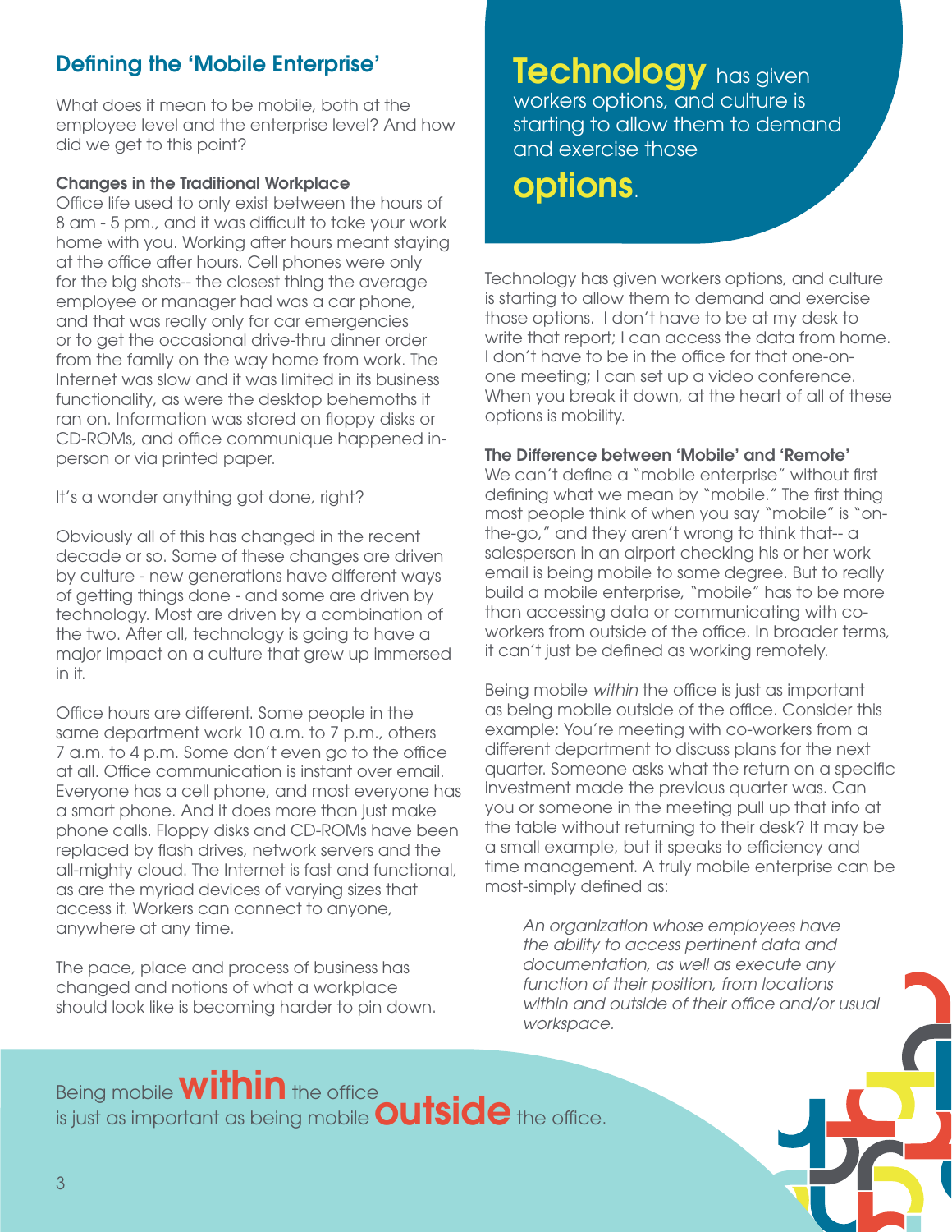## Defining the 'Mobile Enterprise'

What does it mean to be mobile, both at the employee level and the enterprise level? And how did we get to this point?

### Changes in the Traditional Workplace

Office life used to only exist between the hours of 8 am - 5 pm., and it was difficult to take your work home with you. Working after hours meant staying at the office after hours. Cell phones were only for the big shots-- the closest thing the average employee or manager had was a car phone, and that was really only for car emergencies or to get the occasional drive-thru dinner order from the family on the way home from work. The Internet was slow and it was limited in its business functionality, as were the desktop behemoths it ran on. Information was stored on floppy disks or CD-ROMs, and office communique happened in-person or via printed paper.

It's a wonder anything got done, right?

Obviously all of this has changed in the recent decade or so. Some of these changes are driven by culture - new generations have different ways of getting things done - and some are driven by technology. Most are driven by a combination of the two. After all, technology is going to have a major impact on a culture that grew up immersed in it.

Office hours are different. Some people in the same department work 10 a.m. to 7 p.m., others 7 a.m. to 4 p.m. Some don't even go to the office at all. Office communication is instant over email. Everyone has a cell phone, and most everyone has a smart phone. And it does more than just make phone calls. Floppy disks and CD-ROMs have been replaced by flash drives, network servers and the all-mighty cloud. The Internet is fast and functional, as are the myriad devices of varying sizes that access it. Workers can connect to anyone, anywhere at any time.

The pace, place and process of business has changed and notions of what a workplace should look like is becoming harder to pin down.

**Technology** has given workers options, and culture is starting to allow them to demand and exercise those **options**.

Technology has given workers options, and culture is starting to allow them to demand and exercise those options. I don't have to be at my desk to write that report; I can access the data from home. I don't have to be in the office for that one-on-one meeting; I can set up a video conference. When you break it down, at the heart of all of these options is mobility.

### The Difference between 'Mobile' and 'Remote'

We can't define a "mobile enterprise" without first defining what we mean by "mobile." The first thing most people think of when you say "mobile" is "on-the-go," and they aren't wrong to think that-- a salesperson in an airport checking his or her work email is being mobile to some degree. But to really build a mobile enterprise, "mobile" has to be more than accessing data or communicating with co-workers from outside of the office. In broader terms, it can't just be defined as working remotely.

Being mobile *within* the office is just as important as being mobile outside of the office. Consider this example: You're meeting with co-workers from a different department to discuss plans for the next quarter. Someone asks what the return on a specific investment made the previous quarter was. Can you or someone in the meeting pull up that info at the table without returning to their desk? It may be a small example, but it speaks to efficiency and time management. A truly mobile enterprise can be most-simply defined as:

> *An organization whose employees have the ability to access pertinent data and documentation, as well as execute any function of their position, from locations within and outside of their office and/or usual workspace.*

Being mobile **within** the office is just as important as being mobile **outside** the office.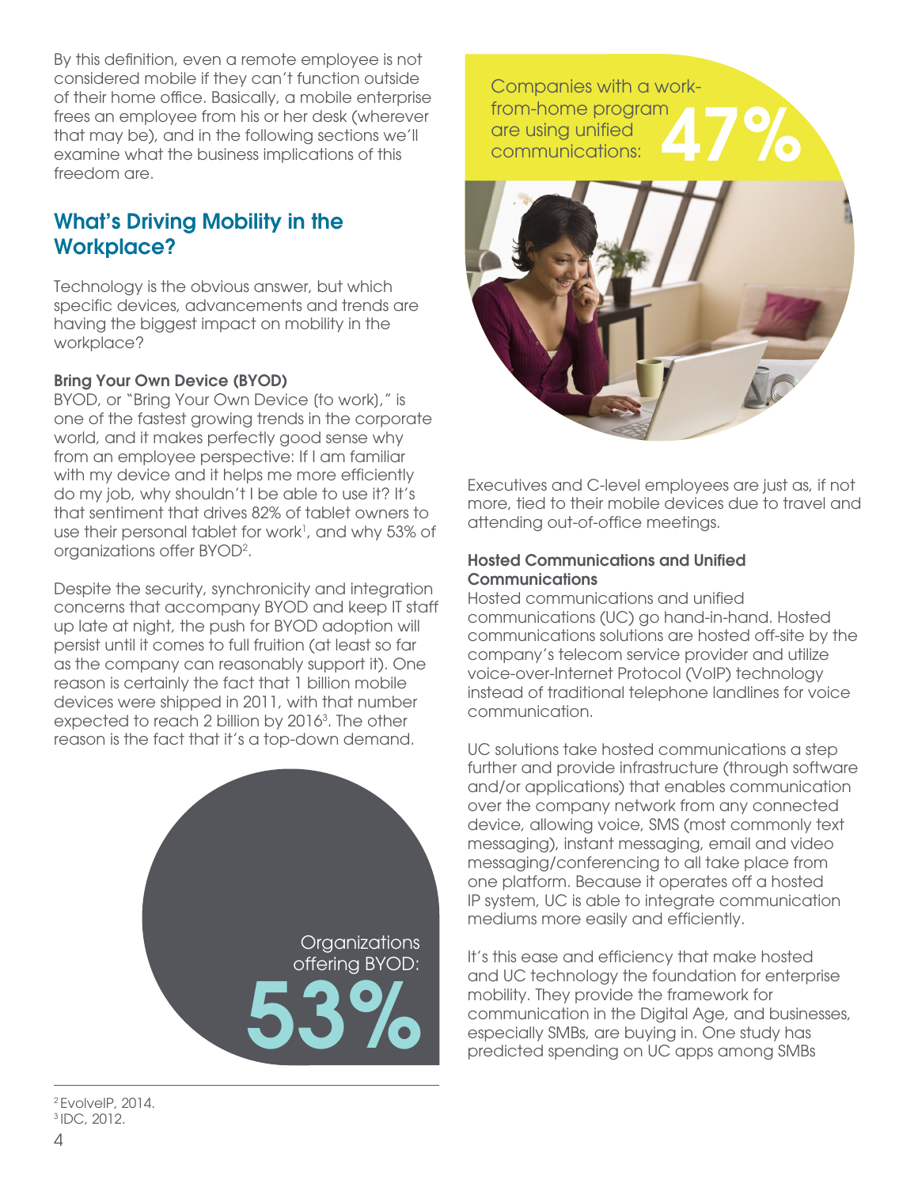By this definition, even a remote employee is not considered mobile if they can't function outside of their home office. Basically, a mobile enterprise frees an employee from his or her desk (wherever that may be), and in the following sections we'll examine what the business implications of this freedom are.

## What's Driving Mobility in the Workplace?

Technology is the obvious answer, but which specific devices, advancements and trends are having the biggest impact on mobility in the workplace?

**Bring Your Own Device (BYOD)**
BYOD, or "Bring Your Own Device (to work)," is one of the fastest growing trends in the corporate world, and it makes perfectly good sense why from an employee perspective: If I am familiar with my device and it helps me more efficiently do my job, why shouldn't I be able to use it? It's that sentiment that drives 82% of tablet owners to use their personal tablet for work[1], and why 53% of organizations offer BYOD[2].

Despite the security, synchronicity and integration concerns that accompany BYOD and keep IT staff up late at night, the push for BYOD adoption will persist until it comes to full fruition (at least so far as the company can reasonably support it). One reason is certainly the fact that 1 billion mobile devices were shipped in 2011, with that number expected to reach 2 billion by 2016[3]. The other reason is the fact that it's a top-down demand.

Organizations offering BYOD: **53%**

Companies with a work-from-home program are using unified communications: **47%**

Executives and C-level employees are just as, if not more, tied to their mobile devices due to travel and attending out-of-office meetings.

**Hosted Communications and Unified Communications**
Hosted communications and unified communications (UC) go hand-in-hand. Hosted communications solutions are hosted off-site by the company's telecom service provider and utilize voice-over-Internet Protocol (VoIP) technology instead of traditional telephone landlines for voice communication.

UC solutions take hosted communications a step further and provide infrastructure (through software and/or applications) that enables communication over the company network from any connected device, allowing voice, SMS (most commonly text messaging), instant messaging, email and video messaging/conferencing to all take place from one platform. Because it operates off a hosted IP system, UC is able to integrate communication mediums more easily and efficiently.

It's this ease and efficiency that make hosted and UC technology the foundation for enterprise mobility. They provide the framework for communication in the Digital Age, and businesses, especially SMBs, are buying in. One study has predicted spending on UC apps among SMBs

---

[2] EvolveIP, 2014.
[3] IDC, 2012.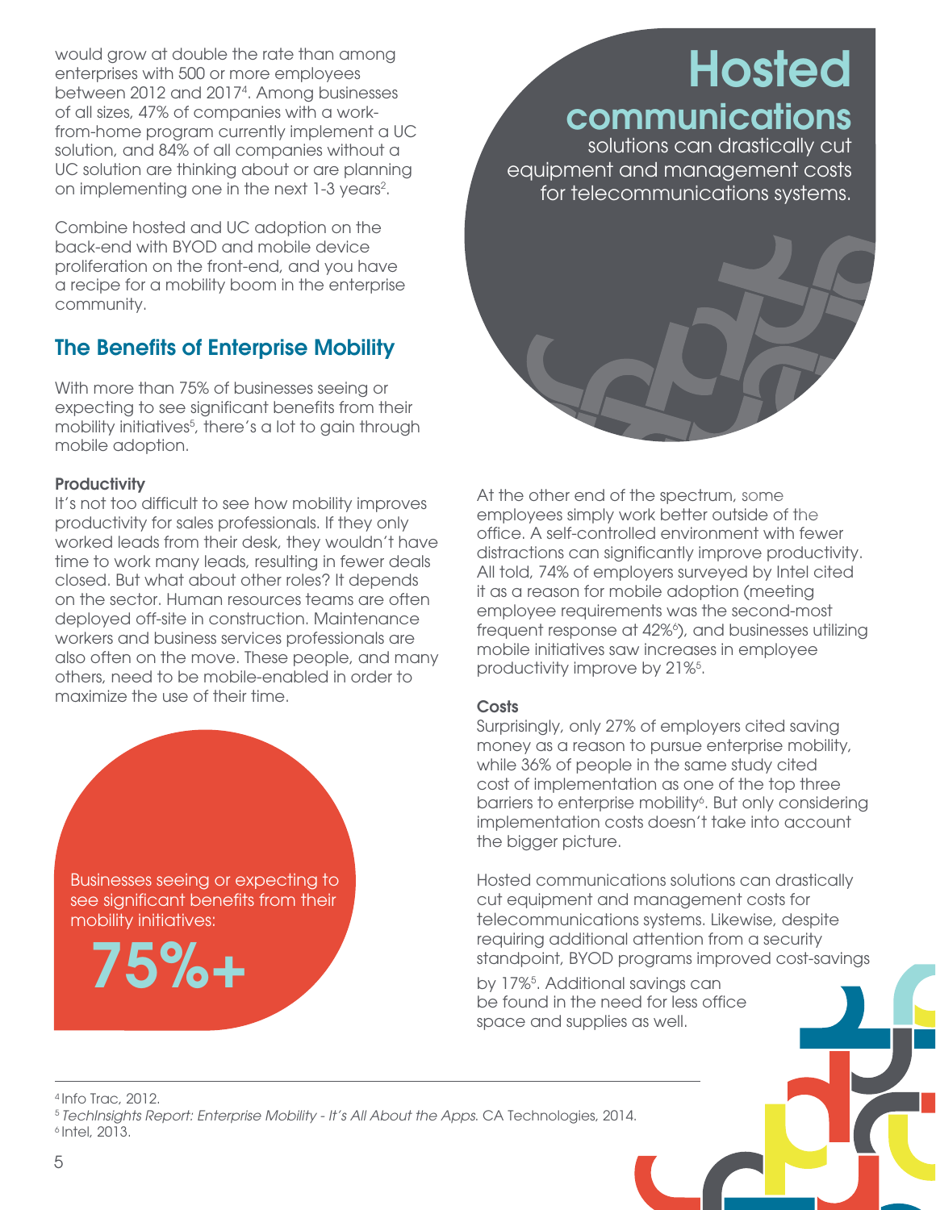would grow at double the rate than among enterprises with 500 or more employees between 2012 and 2017[4]. Among businesses of all sizes, 47% of companies with a work-from-home program currently implement a UC solution, and 84% of all companies without a UC solution are thinking about or are planning on implementing one in the next 1-3 years[2].

Combine hosted and UC adoption on the back-end with BYOD and mobile device proliferation on the front-end, and you have a recipe for a mobility boom in the enterprise community.

## The Benefits of Enterprise Mobility

With more than 75% of businesses seeing or expecting to see significant benefits from their mobility initiatives[5], there's a lot to gain through mobile adoption.

### Productivity

It's not too difficult to see how mobility improves productivity for sales professionals. If they only worked leads from their desk, they wouldn't have time to work many leads, resulting in fewer deals closed. But what about other roles? It depends on the sector. Human resources teams are often deployed off-site in construction. Maintenance workers and business services professionals are also often on the move. These people, and many others, need to be mobile-enabled in order to maximize the use of their time.

Businesses seeing or expecting to see significant benefits from their mobility initiatives:

**75%+**

**Hosted communications** solutions can drastically cut equipment and management costs for telecommunications systems.

At the other end of the spectrum, some employees simply work better outside of the office. A self-controlled environment with fewer distractions can significantly improve productivity. All told, 74% of employers surveyed by Intel cited it as a reason for mobile adoption (meeting employee requirements was the second-most frequent response at 42%[6]), and businesses utilizing mobile initiatives saw increases in employee productivity improve by 21%[5].

### Costs

Surprisingly, only 27% of employers cited saving money as a reason to pursue enterprise mobility, while 36% of people in the same study cited cost of implementation as one of the top three barriers to enterprise mobility[6]. But only considering implementation costs doesn't take into account the bigger picture.

Hosted communications solutions can drastically cut equipment and management costs for telecommunications systems. Likewise, despite requiring additional attention from a security standpoint, BYOD programs improved cost-savings by 17%[5]. Additional savings can be found in the need for less office space and supplies as well.

---

[4] Info Trac, 2012.
[5] *TechInsights Report: Enterprise Mobility - It's All About the Apps.* CA Technologies, 2014.
[6] Intel, 2013.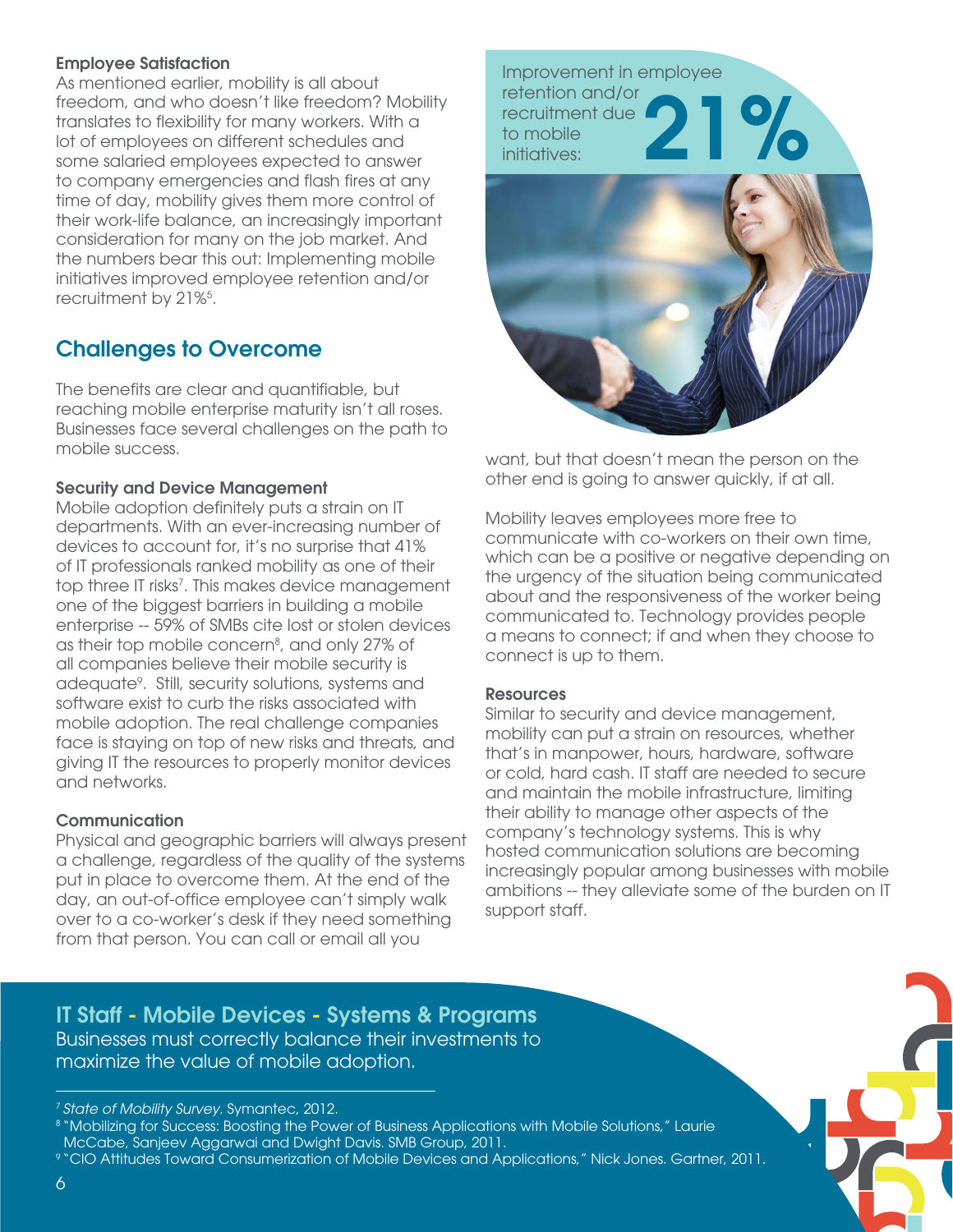**Employee Satisfaction**
As mentioned earlier, mobility is all about freedom, and who doesn't like freedom? Mobility translates to flexibility for many workers. With a lot of employees on different schedules and some salaried employees expected to answer to company emergencies and flash fires at any time of day, mobility gives them more control of their work-life balance, an increasingly important consideration for many on the job market. And the numbers bear this out: Implementing mobile initiatives improved employee retention and/or recruitment by 21%[5].

Improvement in employee retention and/or recruitment due to mobile initiatives: **21%**

## Challenges to Overcome

The benefits are clear and quantifiable, but reaching mobile enterprise maturity isn't all roses. Businesses face several challenges on the path to mobile success.

**Security and Device Management**
Mobile adoption definitely puts a strain on IT departments. With an ever-increasing number of devices to account for, it's no surprise that 41% of IT professionals ranked mobility as one of their top three IT risks[7]. This makes device management one of the biggest barriers in building a mobile enterprise -- 59% of SMBs cite lost or stolen devices as their top mobile concern[8], and only 27% of all companies believe their mobile security is adequate[9]. Still, security solutions, systems and software exist to curb the risks associated with mobile adoption. The real challenge companies face is staying on top of new risks and threats, and giving IT the resources to properly monitor devices and networks.

**Communication**
Physical and geographic barriers will always present a challenge, regardless of the quality of the systems put in place to overcome them. At the end of the day, an out-of-office employee can't simply walk over to a co-worker's desk if they need something from that person. You can call or email all you want, but that doesn't mean the person on the other end is going to answer quickly, if at all.

Mobility leaves employees more free to communicate with co-workers on their own time, which can be a positive or negative depending on the urgency of the situation being communicated about and the responsiveness of the worker being communicated to. Technology provides people a means to connect; if and when they choose to connect is up to them.

**Resources**
Similar to security and device management, mobility can put a strain on resources, whether that's in manpower, hours, hardware, software or cold, hard cash. IT staff are needed to secure and maintain the mobile infrastructure, limiting their ability to manage other aspects of the company's technology systems. This is why hosted communication solutions are becoming increasingly popular among businesses with mobile ambitions -- they alleviate some of the burden on IT support staff.

### IT Staff - Mobile Devices - Systems & Programs

Businesses must correctly balance their investments to maximize the value of mobile adoption.

---

[7] *State of Mobility Survey*. Symantec, 2012.

[8] "Mobilizing for Success: Boosting the Power of Business Applications with Mobile Solutions," Laurie McCabe, Sanjeev Aggarwai and Dwight Davis. SMB Group, 2011.

[9] "CIO Attitudes Toward Consumerization of Mobile Devices and Applications," Nick Jones. Gartner, 2011.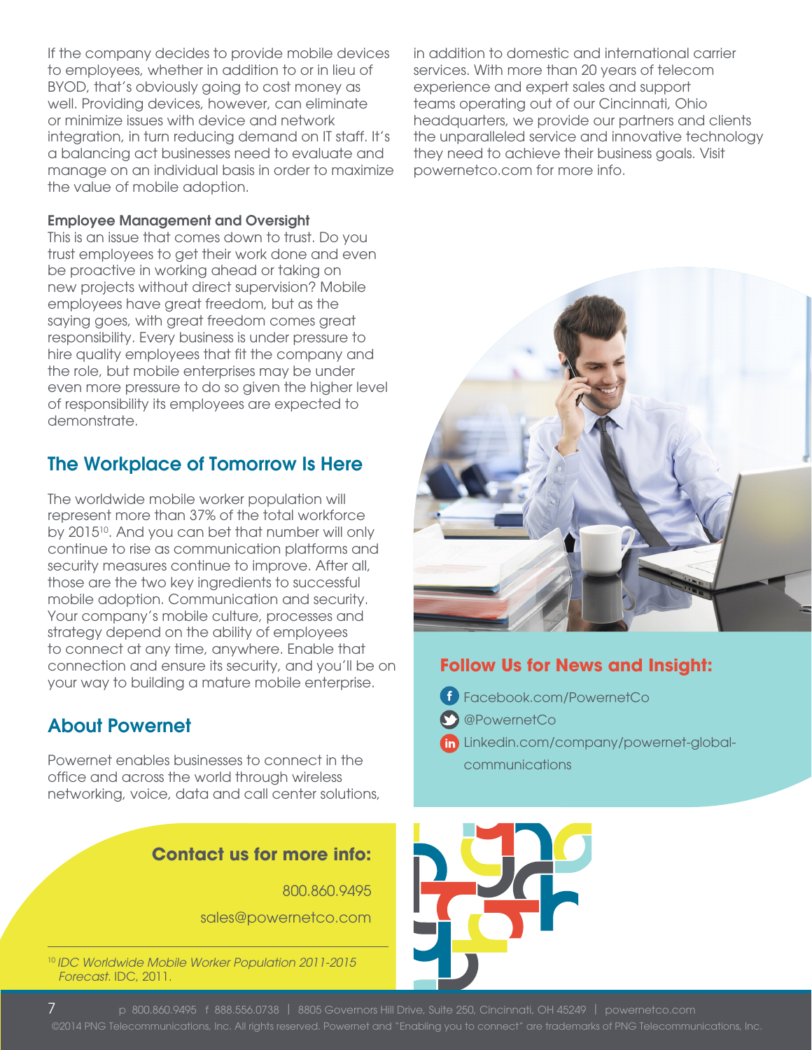If the company decides to provide mobile devices to employees, whether in addition to or in lieu of BYOD, that's obviously going to cost money as well. Providing devices, however, can eliminate or minimize issues with device and network integration, in turn reducing demand on IT staff. It's a balancing act businesses need to evaluate and manage on an individual basis in order to maximize the value of mobile adoption.

**Employee Management and Oversight**
This is an issue that comes down to trust. Do you trust employees to get their work done and even be proactive in working ahead or taking on new projects without direct supervision? Mobile employees have great freedom, but as the saying goes, with great freedom comes great responsibility. Every business is under pressure to hire quality employees that fit the company and the role, but mobile enterprises may be under even more pressure to do so given the higher level of responsibility its employees are expected to demonstrate.

## The Workplace of Tomorrow Is Here

The worldwide mobile worker population will represent more than 37% of the total workforce by 2015[10]. And you can bet that number will only continue to rise as communication platforms and security measures continue to improve. After all, those are the two key ingredients to successful mobile adoption. Communication and security. Your company's mobile culture, processes and strategy depend on the ability of employees to connect at any time, anywhere. Enable that connection and ensure its security, and you'll be on your way to building a mature mobile enterprise.

## About Powernet

Powernet enables businesses to connect in the office and across the world through wireless networking, voice, data and call center solutions, in addition to domestic and international carrier services. With more than 20 years of telecom experience and expert sales and support teams operating out of our Cincinnati, Ohio headquarters, we provide our partners and clients the unparalleled service and innovative technology they need to achieve their business goals. Visit powernetco.com for more info.

### Follow Us for News and Insight:

- Facebook.com/PowernetCo
- @PowernetCo
- Linkedin.com/company/powernet-global-communications

### Contact us for more info:

800.860.9495

sales@powernetco.com

[10] *IDC Worldwide Mobile Worker Population 2011-2015 Forecast*. IDC, 2011.

p 800.860.9495 f 888.556.0738 | 8805 Governors Hill Drive, Suite 250, Cincinnati, OH 45249 | powernetco.com

©2014 PNG Telecommunications, Inc. All rights reserved. Powernet and "Enabling you to connect" are trademarks of PNG Telecommunications, Inc.